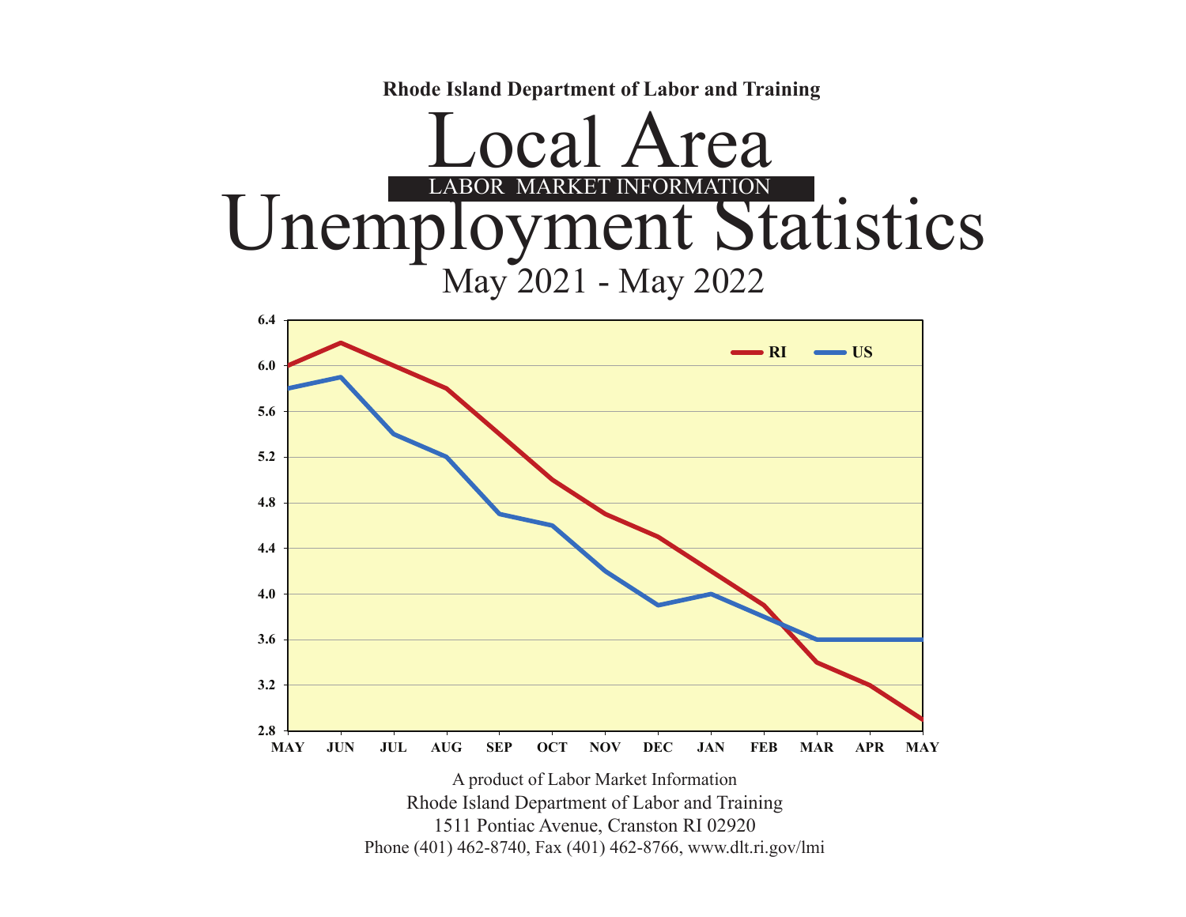**Rhode Island Department of Labor and Training**

# Local Area

LABOR MARKET INFORMATION

# Unemployment Statistics

## May 2021 - May 2022

A product of Labor Market Information

Rhode Island Department of Labor and Training

1511 Pontiac Avenue, Cranston RI 02920

Phone (401) 462-8740, Fax (401) 462-8766, www.dlt.ri.gov/lmi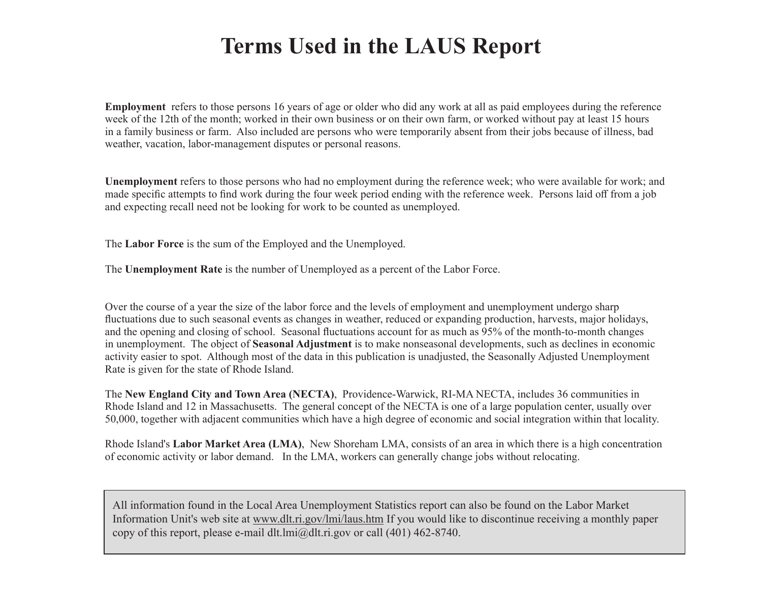# Terms Used in the LAUS Report

**Employment** refers to those persons 16 years of age or older who did any work at all as paid employees during the reference week of the 12th of the month; worked in their own business or on their own farm, or worked without pay at least 15 hours in a family business or farm. Also included are persons who were temporarily absent from their jobs because of illness, bad weather, vacation, labor-management disputes or personal reasons.

**Unemployment** refers to those persons who had no employment during the reference week; who were available for work; and made specific attempts to find work during the four week period ending with the reference week. Persons laid off from a job and expecting recall need not be looking for work to be counted as unemployed.

The **Labor Force** is the sum of the Employed and the Unemployed.

The **Unemployment Rate** is the number of Unemployed as a percent of the Labor Force.

Over the course of a year the size of the labor force and the levels of employment and unemployment undergo sharp fluctuations due to such seasonal events as changes in weather, reduced or expanding production, harvests, major holidays, and the opening and closing of school. Seasonal fluctuations account for as much as 95% of the month-to-month changes in unemployment. The object of **Seasonal Adjustment** is to make nonseasonal developments, such as declines in economic activity easier to spot. Although most of the data in this publication is unadjusted, the Seasonally Adjusted Unemployment Rate is given for the state of Rhode Island.

The **New England City and Town Area (NECTA)**, Providence-Warwick, RI-MA NECTA, includes 36 communities in Rhode Island and 12 in Massachusetts. The general concept of the NECTA is one of a large population center, usually over 50,000, together with adjacent communities which have a high degree of economic and social integration within that locality.

Rhode Island's **Labor Market Area (LMA)**, New Shoreham LMA, consists of an area in which there is a high concentration of economic activity or labor demand. In the LMA, workers can generally change jobs without relocating.

All information found in the Local Area Unemployment Statistics report can also be found on the Labor Market Information Unit's web site at www.dlt.ri.gov/lmi/laus.htm If you would like to discontinue receiving a monthly paper copy of this report, please e-mail dlt.lmi@dlt.ri.gov or call (401) 462-8740.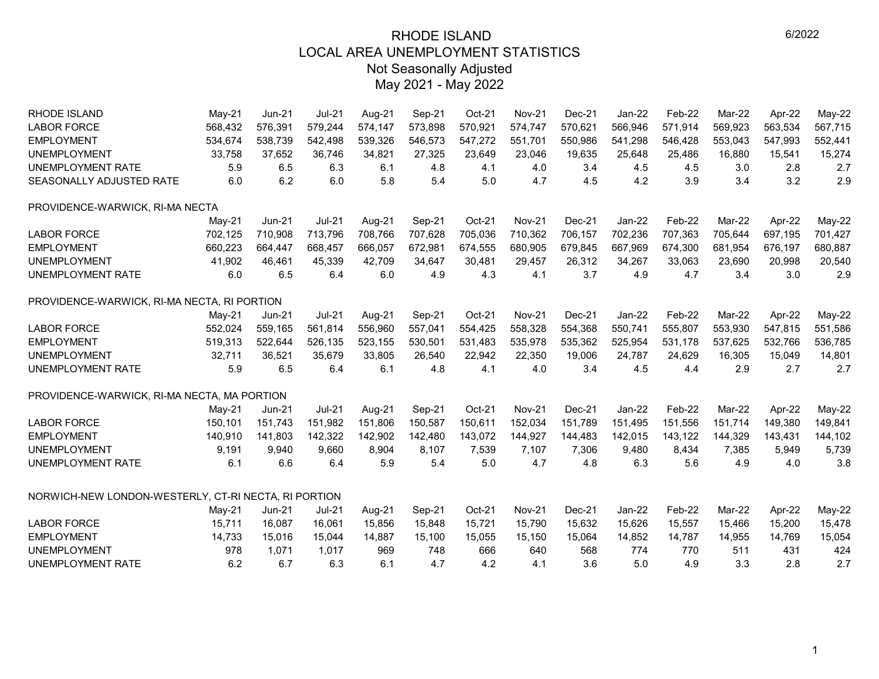# RHODE ISLAND
## LOCAL AREA UNEMPLOYMENT STATISTICS
### Not Seasonally Adjusted
### May 2021 - May 2022

6/2022

| RHODE ISLAND | May-21 | Jun-21 | Jul-21 | Aug-21 | Sep-21 | Oct-21 | Nov-21 | Dec-21 | Jan-22 | Feb-22 | Mar-22 | Apr-22 | May-22 |
|---|---|---|---|---|---|---|---|---|---|---|---|---|---|
| LABOR FORCE | 568,432 | 576,391 | 579,244 | 574,147 | 573,898 | 570,921 | 574,747 | 570,621 | 566,946 | 571,914 | 569,923 | 563,534 | 567,715 |
| EMPLOYMENT | 534,674 | 538,739 | 542,498 | 539,326 | 546,573 | 547,272 | 551,701 | 550,986 | 541,298 | 546,428 | 553,043 | 547,993 | 552,441 |
| UNEMPLOYMENT | 33,758 | 37,652 | 36,746 | 34,821 | 27,325 | 23,649 | 23,046 | 19,635 | 25,648 | 25,486 | 16,880 | 15,541 | 15,274 |
| UNEMPLOYMENT RATE | 5.9 | 6.5 | 6.3 | 6.1 | 4.8 | 4.1 | 4.0 | 3.4 | 4.5 | 4.5 | 3.0 | 2.8 | 2.7 |
| SEASONALLY ADJUSTED RATE | 6.0 | 6.2 | 6.0 | 5.8 | 5.4 | 5.0 | 4.7 | 4.5 | 4.2 | 3.9 | 3.4 | 3.2 | 2.9 |

PROVIDENCE-WARWICK, RI-MA NECTA

| | May-21 | Jun-21 | Jul-21 | Aug-21 | Sep-21 | Oct-21 | Nov-21 | Dec-21 | Jan-22 | Feb-22 | Mar-22 | Apr-22 | May-22 |
|---|---|---|---|---|---|---|---|---|---|---|---|---|---|
| LABOR FORCE | 702,125 | 710,908 | 713,796 | 708,766 | 707,628 | 705,036 | 710,362 | 706,157 | 702,236 | 707,363 | 705,644 | 697,195 | 701,427 |
| EMPLOYMENT | 660,223 | 664,447 | 668,457 | 666,057 | 672,981 | 674,555 | 680,905 | 679,845 | 667,969 | 674,300 | 681,954 | 676,197 | 680,887 |
| UNEMPLOYMENT | 41,902 | 46,461 | 45,339 | 42,709 | 34,647 | 30,481 | 29,457 | 26,312 | 34,267 | 33,063 | 23,690 | 20,998 | 20,540 |
| UNEMPLOYMENT RATE | 6.0 | 6.5 | 6.4 | 6.0 | 4.9 | 4.3 | 4.1 | 3.7 | 4.9 | 4.7 | 3.4 | 3.0 | 2.9 |

PROVIDENCE-WARWICK, RI-MA NECTA, RI PORTION

| | May-21 | Jun-21 | Jul-21 | Aug-21 | Sep-21 | Oct-21 | Nov-21 | Dec-21 | Jan-22 | Feb-22 | Mar-22 | Apr-22 | May-22 |
|---|---|---|---|---|---|---|---|---|---|---|---|---|---|
| LABOR FORCE | 552,024 | 559,165 | 561,814 | 556,960 | 557,041 | 554,425 | 558,328 | 554,368 | 550,741 | 555,807 | 553,930 | 547,815 | 551,586 |
| EMPLOYMENT | 519,313 | 522,644 | 526,135 | 523,155 | 530,501 | 531,483 | 535,978 | 535,362 | 525,954 | 531,178 | 537,625 | 532,766 | 536,785 |
| UNEMPLOYMENT | 32,711 | 36,521 | 35,679 | 33,805 | 26,540 | 22,942 | 22,350 | 19,006 | 24,787 | 24,629 | 16,305 | 15,049 | 14,801 |
| UNEMPLOYMENT RATE | 5.9 | 6.5 | 6.4 | 6.1 | 4.8 | 4.1 | 4.0 | 3.4 | 4.5 | 4.4 | 2.9 | 2.7 | 2.7 |

PROVIDENCE-WARWICK, RI-MA NECTA, MA PORTION

| | May-21 | Jun-21 | Jul-21 | Aug-21 | Sep-21 | Oct-21 | Nov-21 | Dec-21 | Jan-22 | Feb-22 | Mar-22 | Apr-22 | May-22 |
|---|---|---|---|---|---|---|---|---|---|---|---|---|---|
| LABOR FORCE | 150,101 | 151,743 | 151,982 | 151,806 | 150,587 | 150,611 | 152,034 | 151,789 | 151,495 | 151,556 | 151,714 | 149,380 | 149,841 |
| EMPLOYMENT | 140,910 | 141,803 | 142,322 | 142,902 | 142,480 | 143,072 | 144,927 | 144,483 | 142,015 | 143,122 | 144,329 | 143,431 | 144,102 |
| UNEMPLOYMENT | 9,191 | 9,940 | 9,660 | 8,904 | 8,107 | 7,539 | 7,107 | 7,306 | 9,480 | 8,434 | 7,385 | 5,949 | 5,739 |
| UNEMPLOYMENT RATE | 6.1 | 6.6 | 6.4 | 5.9 | 5.4 | 5.0 | 4.7 | 4.8 | 6.3 | 5.6 | 4.9 | 4.0 | 3.8 |

NORWICH-NEW LONDON-WESTERLY, CT-RI NECTA, RI PORTION

| | May-21 | Jun-21 | Jul-21 | Aug-21 | Sep-21 | Oct-21 | Nov-21 | Dec-21 | Jan-22 | Feb-22 | Mar-22 | Apr-22 | May-22 |
|---|---|---|---|---|---|---|---|---|---|---|---|---|---|
| LABOR FORCE | 15,711 | 16,087 | 16,061 | 15,856 | 15,848 | 15,721 | 15,790 | 15,632 | 15,626 | 15,557 | 15,466 | 15,200 | 15,478 |
| EMPLOYMENT | 14,733 | 15,016 | 15,044 | 14,887 | 15,100 | 15,055 | 15,150 | 15,064 | 14,852 | 14,787 | 14,955 | 14,769 | 15,054 |
| UNEMPLOYMENT | 978 | 1,071 | 1,017 | 969 | 748 | 666 | 640 | 568 | 774 | 770 | 511 | 431 | 424 |
| UNEMPLOYMENT RATE | 6.2 | 6.7 | 6.3 | 6.1 | 4.7 | 4.2 | 4.1 | 3.6 | 5.0 | 4.9 | 3.3 | 2.8 | 2.7 |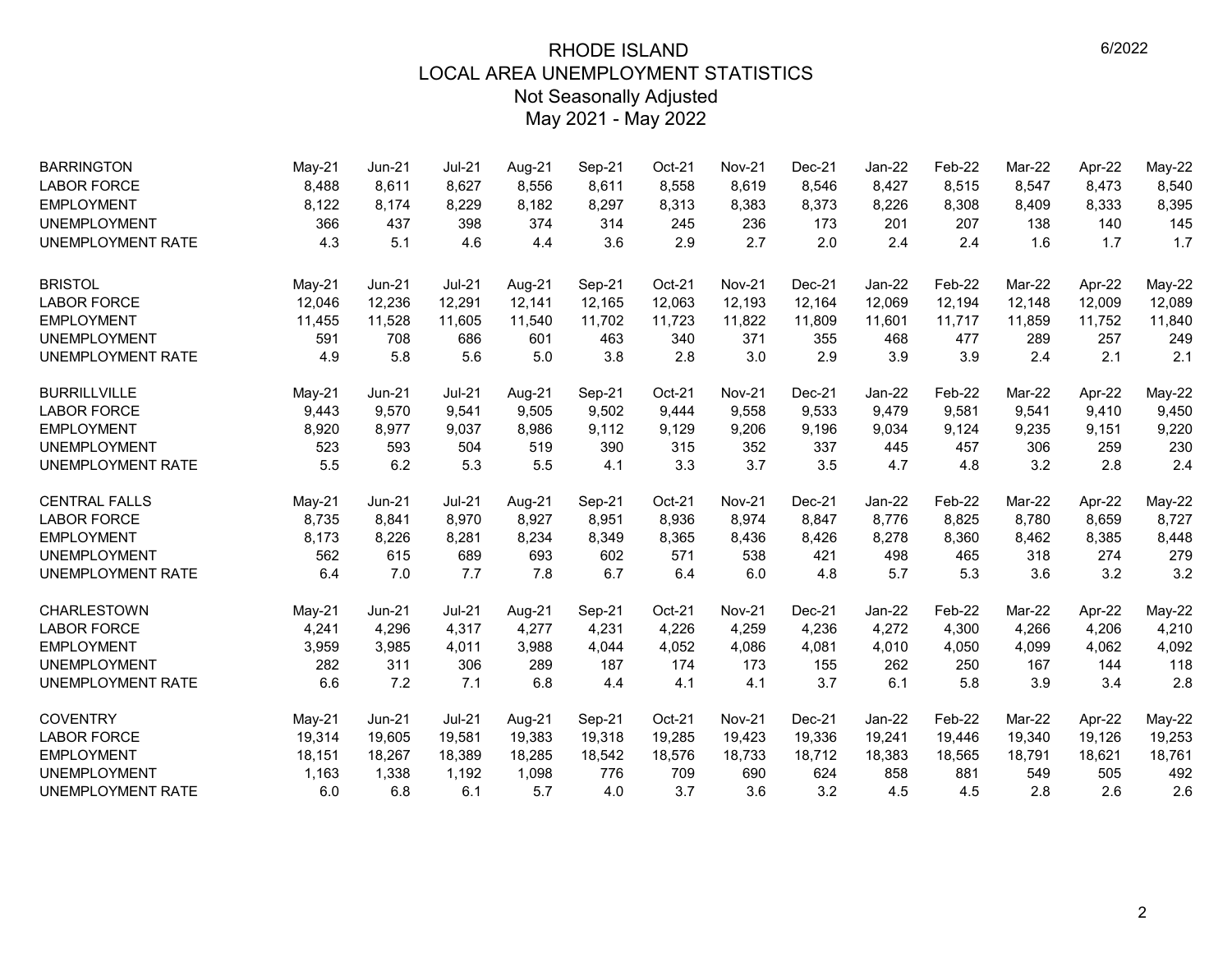# RHODE ISLAND
## LOCAL AREA UNEMPLOYMENT STATISTICS
### Not Seasonally Adjusted
### May 2021 - May 2022

6/2022

| BARRINGTON | May-21 | Jun-21 | Jul-21 | Aug-21 | Sep-21 | Oct-21 | Nov-21 | Dec-21 | Jan-22 | Feb-22 | Mar-22 | Apr-22 | May-22 |
|---|---|---|---|---|---|---|---|---|---|---|---|---|---|
| LABOR FORCE | 8,488 | 8,611 | 8,627 | 8,556 | 8,611 | 8,558 | 8,619 | 8,546 | 8,427 | 8,515 | 8,547 | 8,473 | 8,540 |
| EMPLOYMENT | 8,122 | 8,174 | 8,229 | 8,182 | 8,297 | 8,313 | 8,383 | 8,373 | 8,226 | 8,308 | 8,409 | 8,333 | 8,395 |
| UNEMPLOYMENT | 366 | 437 | 398 | 374 | 314 | 245 | 236 | 173 | 201 | 207 | 138 | 140 | 145 |
| UNEMPLOYMENT RATE | 4.3 | 5.1 | 4.6 | 4.4 | 3.6 | 2.9 | 2.7 | 2.0 | 2.4 | 2.4 | 1.6 | 1.7 | 1.7 |

| BRISTOL | May-21 | Jun-21 | Jul-21 | Aug-21 | Sep-21 | Oct-21 | Nov-21 | Dec-21 | Jan-22 | Feb-22 | Mar-22 | Apr-22 | May-22 |
|---|---|---|---|---|---|---|---|---|---|---|---|---|---|
| LABOR FORCE | 12,046 | 12,236 | 12,291 | 12,141 | 12,165 | 12,063 | 12,193 | 12,164 | 12,069 | 12,194 | 12,148 | 12,009 | 12,089 |
| EMPLOYMENT | 11,455 | 11,528 | 11,605 | 11,540 | 11,702 | 11,723 | 11,822 | 11,809 | 11,601 | 11,717 | 11,859 | 11,752 | 11,840 |
| UNEMPLOYMENT | 591 | 708 | 686 | 601 | 463 | 340 | 371 | 355 | 468 | 477 | 289 | 257 | 249 |
| UNEMPLOYMENT RATE | 4.9 | 5.8 | 5.6 | 5.0 | 3.8 | 2.8 | 3.0 | 2.9 | 3.9 | 3.9 | 2.4 | 2.1 | 2.1 |

| BURRILLVILLE | May-21 | Jun-21 | Jul-21 | Aug-21 | Sep-21 | Oct-21 | Nov-21 | Dec-21 | Jan-22 | Feb-22 | Mar-22 | Apr-22 | May-22 |
|---|---|---|---|---|---|---|---|---|---|---|---|---|---|
| LABOR FORCE | 9,443 | 9,570 | 9,541 | 9,505 | 9,502 | 9,444 | 9,558 | 9,533 | 9,479 | 9,581 | 9,541 | 9,410 | 9,450 |
| EMPLOYMENT | 8,920 | 8,977 | 9,037 | 8,986 | 9,112 | 9,129 | 9,206 | 9,196 | 9,034 | 9,124 | 9,235 | 9,151 | 9,220 |
| UNEMPLOYMENT | 523 | 593 | 504 | 519 | 390 | 315 | 352 | 337 | 445 | 457 | 306 | 259 | 230 |
| UNEMPLOYMENT RATE | 5.5 | 6.2 | 5.3 | 5.5 | 4.1 | 3.3 | 3.7 | 3.5 | 4.7 | 4.8 | 3.2 | 2.8 | 2.4 |

| CENTRAL FALLS | May-21 | Jun-21 | Jul-21 | Aug-21 | Sep-21 | Oct-21 | Nov-21 | Dec-21 | Jan-22 | Feb-22 | Mar-22 | Apr-22 | May-22 |
|---|---|---|---|---|---|---|---|---|---|---|---|---|---|
| LABOR FORCE | 8,735 | 8,841 | 8,970 | 8,927 | 8,951 | 8,936 | 8,974 | 8,847 | 8,776 | 8,825 | 8,780 | 8,659 | 8,727 |
| EMPLOYMENT | 8,173 | 8,226 | 8,281 | 8,234 | 8,349 | 8,365 | 8,436 | 8,426 | 8,278 | 8,360 | 8,462 | 8,385 | 8,448 |
| UNEMPLOYMENT | 562 | 615 | 689 | 693 | 602 | 571 | 538 | 421 | 498 | 465 | 318 | 274 | 279 |
| UNEMPLOYMENT RATE | 6.4 | 7.0 | 7.7 | 7.8 | 6.7 | 6.4 | 6.0 | 4.8 | 5.7 | 5.3 | 3.6 | 3.2 | 3.2 |

| CHARLESTOWN | May-21 | Jun-21 | Jul-21 | Aug-21 | Sep-21 | Oct-21 | Nov-21 | Dec-21 | Jan-22 | Feb-22 | Mar-22 | Apr-22 | May-22 |
|---|---|---|---|---|---|---|---|---|---|---|---|---|---|
| LABOR FORCE | 4,241 | 4,296 | 4,317 | 4,277 | 4,231 | 4,226 | 4,259 | 4,236 | 4,272 | 4,300 | 4,266 | 4,206 | 4,210 |
| EMPLOYMENT | 3,959 | 3,985 | 4,011 | 3,988 | 4,044 | 4,052 | 4,086 | 4,081 | 4,010 | 4,050 | 4,099 | 4,062 | 4,092 |
| UNEMPLOYMENT | 282 | 311 | 306 | 289 | 187 | 174 | 173 | 155 | 262 | 250 | 167 | 144 | 118 |
| UNEMPLOYMENT RATE | 6.6 | 7.2 | 7.1 | 6.8 | 4.4 | 4.1 | 4.1 | 3.7 | 6.1 | 5.8 | 3.9 | 3.4 | 2.8 |

| COVENTRY | May-21 | Jun-21 | Jul-21 | Aug-21 | Sep-21 | Oct-21 | Nov-21 | Dec-21 | Jan-22 | Feb-22 | Mar-22 | Apr-22 | May-22 |
|---|---|---|---|---|---|---|---|---|---|---|---|---|---|
| LABOR FORCE | 19,314 | 19,605 | 19,581 | 19,383 | 19,318 | 19,285 | 19,423 | 19,336 | 19,241 | 19,446 | 19,340 | 19,126 | 19,253 |
| EMPLOYMENT | 18,151 | 18,267 | 18,389 | 18,285 | 18,542 | 18,576 | 18,733 | 18,712 | 18,383 | 18,565 | 18,791 | 18,621 | 18,761 |
| UNEMPLOYMENT | 1,163 | 1,338 | 1,192 | 1,098 | 776 | 709 | 690 | 624 | 858 | 881 | 549 | 505 | 492 |
| UNEMPLOYMENT RATE | 6.0 | 6.8 | 6.1 | 5.7 | 4.0 | 3.7 | 3.6 | 3.2 | 4.5 | 4.5 | 2.8 | 2.6 | 2.6 |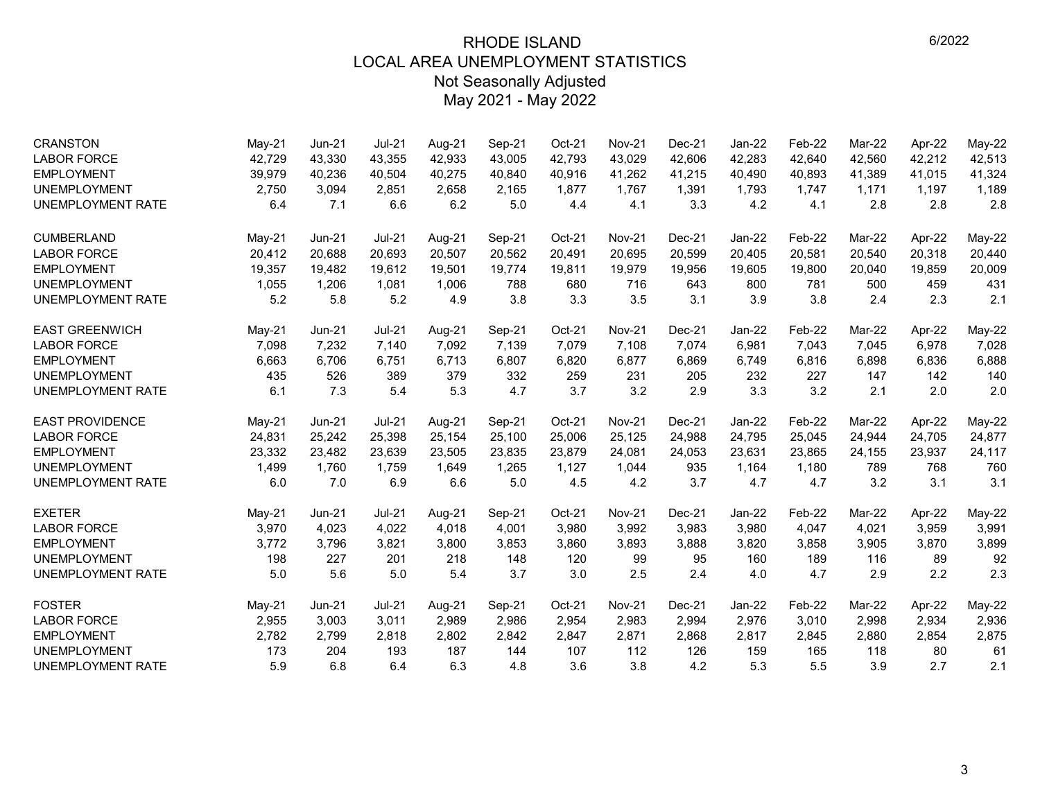# RHODE ISLAND
## LOCAL AREA UNEMPLOYMENT STATISTICS
### Not Seasonally Adjusted
### May 2021 - May 2022

6/2022

| CRANSTON | May-21 | Jun-21 | Jul-21 | Aug-21 | Sep-21 | Oct-21 | Nov-21 | Dec-21 | Jan-22 | Feb-22 | Mar-22 | Apr-22 | May-22 |
|---|---|---|---|---|---|---|---|---|---|---|---|---|---|
| LABOR FORCE | 42,729 | 43,330 | 43,355 | 42,933 | 43,005 | 42,793 | 43,029 | 42,606 | 42,283 | 42,640 | 42,560 | 42,212 | 42,513 |
| EMPLOYMENT | 39,979 | 40,236 | 40,504 | 40,275 | 40,840 | 40,916 | 41,262 | 41,215 | 40,490 | 40,893 | 41,389 | 41,015 | 41,324 |
| UNEMPLOYMENT | 2,750 | 3,094 | 2,851 | 2,658 | 2,165 | 1,877 | 1,767 | 1,391 | 1,793 | 1,747 | 1,171 | 1,197 | 1,189 |
| UNEMPLOYMENT RATE | 6.4 | 7.1 | 6.6 | 6.2 | 5.0 | 4.4 | 4.1 | 3.3 | 4.2 | 4.1 | 2.8 | 2.8 | 2.8 |

| CUMBERLAND | May-21 | Jun-21 | Jul-21 | Aug-21 | Sep-21 | Oct-21 | Nov-21 | Dec-21 | Jan-22 | Feb-22 | Mar-22 | Apr-22 | May-22 |
|---|---|---|---|---|---|---|---|---|---|---|---|---|---|
| LABOR FORCE | 20,412 | 20,688 | 20,693 | 20,507 | 20,562 | 20,491 | 20,695 | 20,599 | 20,405 | 20,581 | 20,540 | 20,318 | 20,440 |
| EMPLOYMENT | 19,357 | 19,482 | 19,612 | 19,501 | 19,774 | 19,811 | 19,979 | 19,956 | 19,605 | 19,800 | 20,040 | 19,859 | 20,009 |
| UNEMPLOYMENT | 1,055 | 1,206 | 1,081 | 1,006 | 788 | 680 | 716 | 643 | 800 | 781 | 500 | 459 | 431 |
| UNEMPLOYMENT RATE | 5.2 | 5.8 | 5.2 | 4.9 | 3.8 | 3.3 | 3.5 | 3.1 | 3.9 | 3.8 | 2.4 | 2.3 | 2.1 |

| EAST GREENWICH | May-21 | Jun-21 | Jul-21 | Aug-21 | Sep-21 | Oct-21 | Nov-21 | Dec-21 | Jan-22 | Feb-22 | Mar-22 | Apr-22 | May-22 |
|---|---|---|---|---|---|---|---|---|---|---|---|---|---|
| LABOR FORCE | 7,098 | 7,232 | 7,140 | 7,092 | 7,139 | 7,079 | 7,108 | 7,074 | 6,981 | 7,043 | 7,045 | 6,978 | 7,028 |
| EMPLOYMENT | 6,663 | 6,706 | 6,751 | 6,713 | 6,807 | 6,820 | 6,877 | 6,869 | 6,749 | 6,816 | 6,898 | 6,836 | 6,888 |
| UNEMPLOYMENT | 435 | 526 | 389 | 379 | 332 | 259 | 231 | 205 | 232 | 227 | 147 | 142 | 140 |
| UNEMPLOYMENT RATE | 6.1 | 7.3 | 5.4 | 5.3 | 4.7 | 3.7 | 3.2 | 2.9 | 3.3 | 3.2 | 2.1 | 2.0 | 2.0 |

| EAST PROVIDENCE | May-21 | Jun-21 | Jul-21 | Aug-21 | Sep-21 | Oct-21 | Nov-21 | Dec-21 | Jan-22 | Feb-22 | Mar-22 | Apr-22 | May-22 |
|---|---|---|---|---|---|---|---|---|---|---|---|---|---|
| LABOR FORCE | 24,831 | 25,242 | 25,398 | 25,154 | 25,100 | 25,006 | 25,125 | 24,988 | 24,795 | 25,045 | 24,944 | 24,705 | 24,877 |
| EMPLOYMENT | 23,332 | 23,482 | 23,639 | 23,505 | 23,835 | 23,879 | 24,081 | 24,053 | 23,631 | 23,865 | 24,155 | 23,937 | 24,117 |
| UNEMPLOYMENT | 1,499 | 1,760 | 1,759 | 1,649 | 1,265 | 1,127 | 1,044 | 935 | 1,164 | 1,180 | 789 | 768 | 760 |
| UNEMPLOYMENT RATE | 6.0 | 7.0 | 6.9 | 6.6 | 5.0 | 4.5 | 4.2 | 3.7 | 4.7 | 4.7 | 3.2 | 3.1 | 3.1 |

| EXETER | May-21 | Jun-21 | Jul-21 | Aug-21 | Sep-21 | Oct-21 | Nov-21 | Dec-21 | Jan-22 | Feb-22 | Mar-22 | Apr-22 | May-22 |
|---|---|---|---|---|---|---|---|---|---|---|---|---|---|
| LABOR FORCE | 3,970 | 4,023 | 4,022 | 4,018 | 4,001 | 3,980 | 3,992 | 3,983 | 3,980 | 4,047 | 4,021 | 3,959 | 3,991 |
| EMPLOYMENT | 3,772 | 3,796 | 3,821 | 3,800 | 3,853 | 3,860 | 3,893 | 3,888 | 3,820 | 3,858 | 3,905 | 3,870 | 3,899 |
| UNEMPLOYMENT | 198 | 227 | 201 | 218 | 148 | 120 | 99 | 95 | 160 | 189 | 116 | 89 | 92 |
| UNEMPLOYMENT RATE | 5.0 | 5.6 | 5.0 | 5.4 | 3.7 | 3.0 | 2.5 | 2.4 | 4.0 | 4.7 | 2.9 | 2.2 | 2.3 |

| FOSTER | May-21 | Jun-21 | Jul-21 | Aug-21 | Sep-21 | Oct-21 | Nov-21 | Dec-21 | Jan-22 | Feb-22 | Mar-22 | Apr-22 | May-22 |
|---|---|---|---|---|---|---|---|---|---|---|---|---|---|
| LABOR FORCE | 2,955 | 3,003 | 3,011 | 2,989 | 2,986 | 2,954 | 2,983 | 2,994 | 2,976 | 3,010 | 2,998 | 2,934 | 2,936 |
| EMPLOYMENT | 2,782 | 2,799 | 2,818 | 2,802 | 2,842 | 2,847 | 2,871 | 2,868 | 2,817 | 2,845 | 2,880 | 2,854 | 2,875 |
| UNEMPLOYMENT | 173 | 204 | 193 | 187 | 144 | 107 | 112 | 126 | 159 | 165 | 118 | 80 | 61 |
| UNEMPLOYMENT RATE | 5.9 | 6.8 | 6.4 | 6.3 | 4.8 | 3.6 | 3.8 | 4.2 | 5.3 | 5.5 | 3.9 | 2.7 | 2.1 |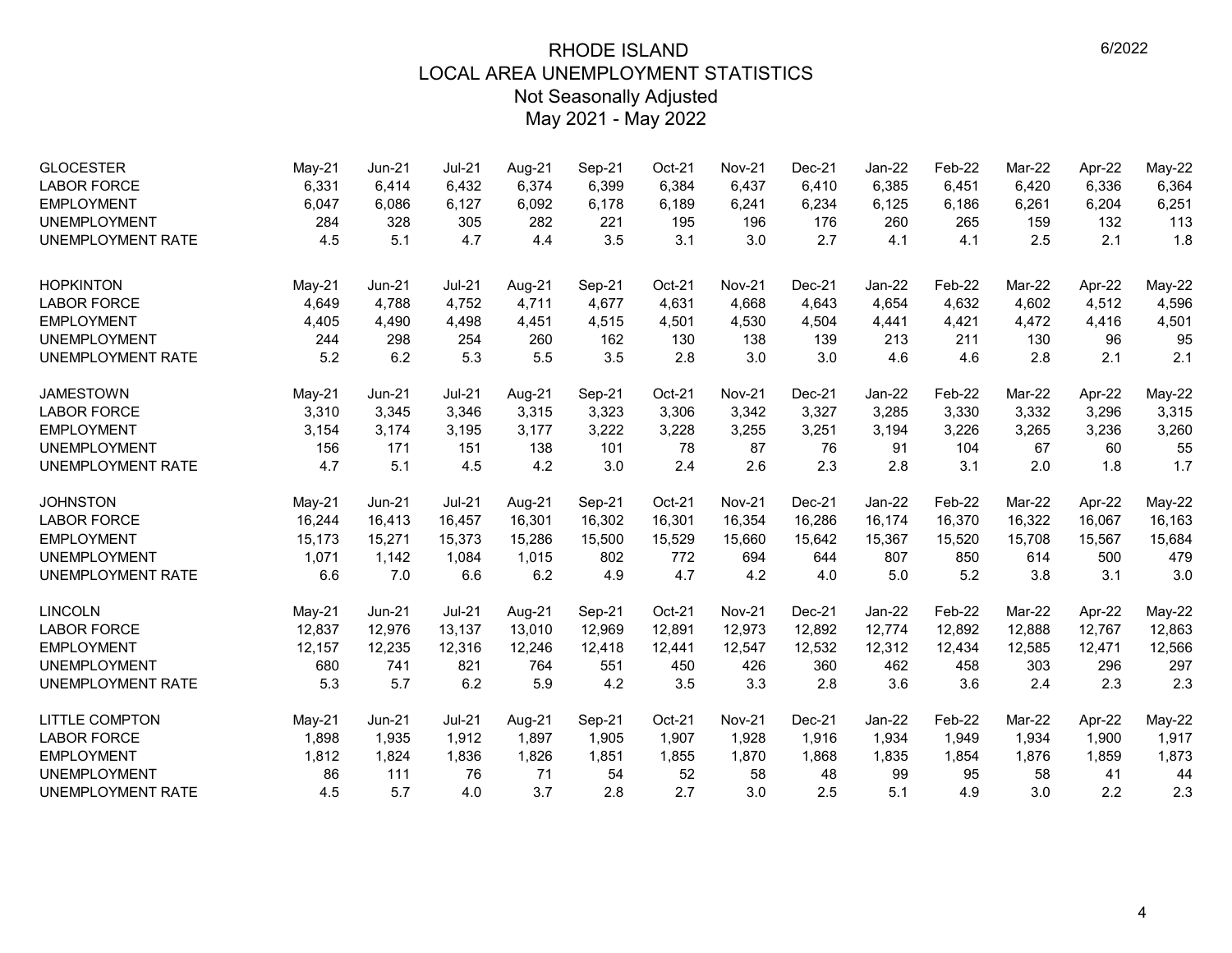# RHODE ISLAND
## LOCAL AREA UNEMPLOYMENT STATISTICS
### Not Seasonally Adjusted
### May 2021 - May 2022

6/2022

| GLOCESTER | May-21 | Jun-21 | Jul-21 | Aug-21 | Sep-21 | Oct-21 | Nov-21 | Dec-21 | Jan-22 | Feb-22 | Mar-22 | Apr-22 | May-22 |
|---|---|---|---|---|---|---|---|---|---|---|---|---|---|
| LABOR FORCE | 6,331 | 6,414 | 6,432 | 6,374 | 6,399 | 6,384 | 6,437 | 6,410 | 6,385 | 6,451 | 6,420 | 6,336 | 6,364 |
| EMPLOYMENT | 6,047 | 6,086 | 6,127 | 6,092 | 6,178 | 6,189 | 6,241 | 6,234 | 6,125 | 6,186 | 6,261 | 6,204 | 6,251 |
| UNEMPLOYMENT | 284 | 328 | 305 | 282 | 221 | 195 | 196 | 176 | 260 | 265 | 159 | 132 | 113 |
| UNEMPLOYMENT RATE | 4.5 | 5.1 | 4.7 | 4.4 | 3.5 | 3.1 | 3.0 | 2.7 | 4.1 | 4.1 | 2.5 | 2.1 | 1.8 |

| HOPKINTON | May-21 | Jun-21 | Jul-21 | Aug-21 | Sep-21 | Oct-21 | Nov-21 | Dec-21 | Jan-22 | Feb-22 | Mar-22 | Apr-22 | May-22 |
|---|---|---|---|---|---|---|---|---|---|---|---|---|---|
| LABOR FORCE | 4,649 | 4,788 | 4,752 | 4,711 | 4,677 | 4,631 | 4,668 | 4,643 | 4,654 | 4,632 | 4,602 | 4,512 | 4,596 |
| EMPLOYMENT | 4,405 | 4,490 | 4,498 | 4,451 | 4,515 | 4,501 | 4,530 | 4,504 | 4,441 | 4,421 | 4,472 | 4,416 | 4,501 |
| UNEMPLOYMENT | 244 | 298 | 254 | 260 | 162 | 130 | 138 | 139 | 213 | 211 | 130 | 96 | 95 |
| UNEMPLOYMENT RATE | 5.2 | 6.2 | 5.3 | 5.5 | 3.5 | 2.8 | 3.0 | 3.0 | 4.6 | 4.6 | 2.8 | 2.1 | 2.1 |

| JAMESTOWN | May-21 | Jun-21 | Jul-21 | Aug-21 | Sep-21 | Oct-21 | Nov-21 | Dec-21 | Jan-22 | Feb-22 | Mar-22 | Apr-22 | May-22 |
|---|---|---|---|---|---|---|---|---|---|---|---|---|---|
| LABOR FORCE | 3,310 | 3,345 | 3,346 | 3,315 | 3,323 | 3,306 | 3,342 | 3,327 | 3,285 | 3,330 | 3,332 | 3,296 | 3,315 |
| EMPLOYMENT | 3,154 | 3,174 | 3,195 | 3,177 | 3,222 | 3,228 | 3,255 | 3,251 | 3,194 | 3,226 | 3,265 | 3,236 | 3,260 |
| UNEMPLOYMENT | 156 | 171 | 151 | 138 | 101 | 78 | 87 | 76 | 91 | 104 | 67 | 60 | 55 |
| UNEMPLOYMENT RATE | 4.7 | 5.1 | 4.5 | 4.2 | 3.0 | 2.4 | 2.6 | 2.3 | 2.8 | 3.1 | 2.0 | 1.8 | 1.7 |

| JOHNSTON | May-21 | Jun-21 | Jul-21 | Aug-21 | Sep-21 | Oct-21 | Nov-21 | Dec-21 | Jan-22 | Feb-22 | Mar-22 | Apr-22 | May-22 |
|---|---|---|---|---|---|---|---|---|---|---|---|---|---|
| LABOR FORCE | 16,244 | 16,413 | 16,457 | 16,301 | 16,302 | 16,301 | 16,354 | 16,286 | 16,174 | 16,370 | 16,322 | 16,067 | 16,163 |
| EMPLOYMENT | 15,173 | 15,271 | 15,373 | 15,286 | 15,500 | 15,529 | 15,660 | 15,642 | 15,367 | 15,520 | 15,708 | 15,567 | 15,684 |
| UNEMPLOYMENT | 1,071 | 1,142 | 1,084 | 1,015 | 802 | 772 | 694 | 644 | 807 | 850 | 614 | 500 | 479 |
| UNEMPLOYMENT RATE | 6.6 | 7.0 | 6.6 | 6.2 | 4.9 | 4.7 | 4.2 | 4.0 | 5.0 | 5.2 | 3.8 | 3.1 | 3.0 |

| LINCOLN | May-21 | Jun-21 | Jul-21 | Aug-21 | Sep-21 | Oct-21 | Nov-21 | Dec-21 | Jan-22 | Feb-22 | Mar-22 | Apr-22 | May-22 |
|---|---|---|---|---|---|---|---|---|---|---|---|---|---|
| LABOR FORCE | 12,837 | 12,976 | 13,137 | 13,010 | 12,969 | 12,891 | 12,973 | 12,892 | 12,774 | 12,892 | 12,888 | 12,767 | 12,863 |
| EMPLOYMENT | 12,157 | 12,235 | 12,316 | 12,246 | 12,418 | 12,441 | 12,547 | 12,532 | 12,312 | 12,434 | 12,585 | 12,471 | 12,566 |
| UNEMPLOYMENT | 680 | 741 | 821 | 764 | 551 | 450 | 426 | 360 | 462 | 458 | 303 | 296 | 297 |
| UNEMPLOYMENT RATE | 5.3 | 5.7 | 6.2 | 5.9 | 4.2 | 3.5 | 3.3 | 2.8 | 3.6 | 3.6 | 2.4 | 2.3 | 2.3 |

| LITTLE COMPTON | May-21 | Jun-21 | Jul-21 | Aug-21 | Sep-21 | Oct-21 | Nov-21 | Dec-21 | Jan-22 | Feb-22 | Mar-22 | Apr-22 | May-22 |
|---|---|---|---|---|---|---|---|---|---|---|---|---|---|
| LABOR FORCE | 1,898 | 1,935 | 1,912 | 1,897 | 1,905 | 1,907 | 1,928 | 1,916 | 1,934 | 1,949 | 1,934 | 1,900 | 1,917 |
| EMPLOYMENT | 1,812 | 1,824 | 1,836 | 1,826 | 1,851 | 1,855 | 1,870 | 1,868 | 1,835 | 1,854 | 1,876 | 1,859 | 1,873 |
| UNEMPLOYMENT | 86 | 111 | 76 | 71 | 54 | 52 | 58 | 48 | 99 | 95 | 58 | 41 | 44 |
| UNEMPLOYMENT RATE | 4.5 | 5.7 | 4.0 | 3.7 | 2.8 | 2.7 | 3.0 | 2.5 | 5.1 | 4.9 | 3.0 | 2.2 | 2.3 |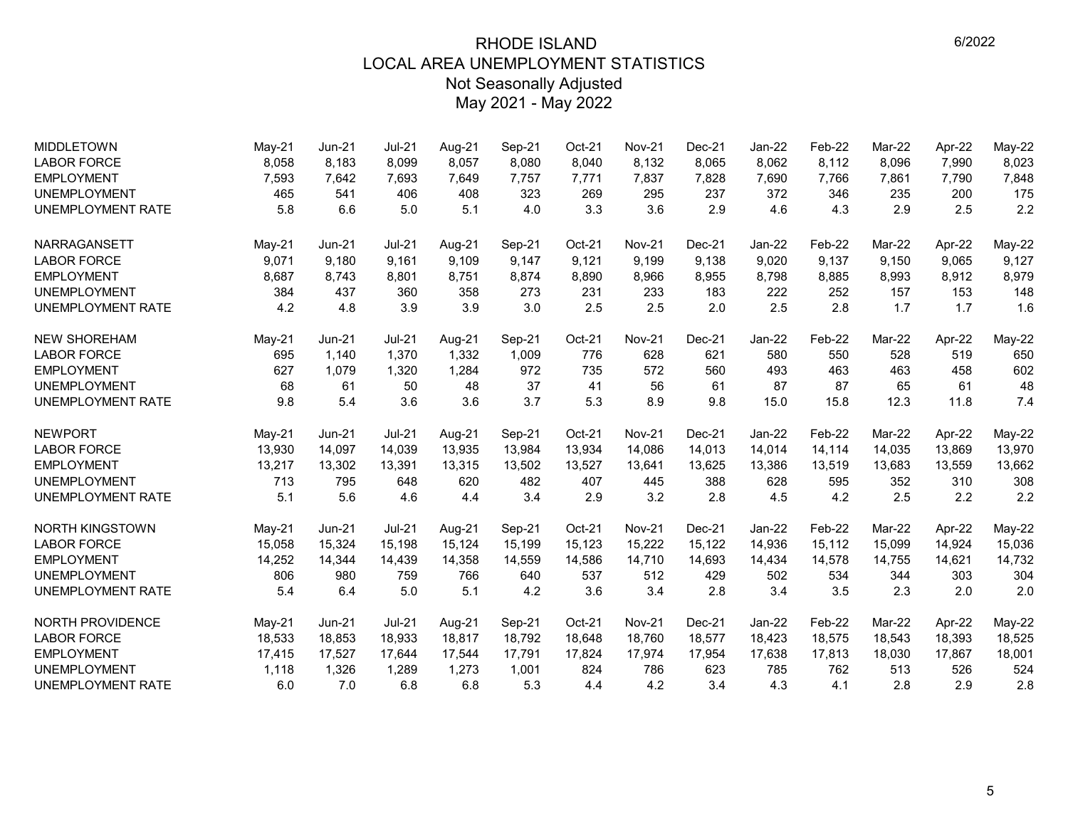# RHODE ISLAND
## LOCAL AREA UNEMPLOYMENT STATISTICS
### Not Seasonally Adjusted
### May 2021 - May 2022

6/2022

| MIDDLETOWN | May-21 | Jun-21 | Jul-21 | Aug-21 | Sep-21 | Oct-21 | Nov-21 | Dec-21 | Jan-22 | Feb-22 | Mar-22 | Apr-22 | May-22 |
|---|---|---|---|---|---|---|---|---|---|---|---|---|---|
| LABOR FORCE | 8,058 | 8,183 | 8,099 | 8,057 | 8,080 | 8,040 | 8,132 | 8,065 | 8,062 | 8,112 | 8,096 | 7,990 | 8,023 |
| EMPLOYMENT | 7,593 | 7,642 | 7,693 | 7,649 | 7,757 | 7,771 | 7,837 | 7,828 | 7,690 | 7,766 | 7,861 | 7,790 | 7,848 |
| UNEMPLOYMENT | 465 | 541 | 406 | 408 | 323 | 269 | 295 | 237 | 372 | 346 | 235 | 200 | 175 |
| UNEMPLOYMENT RATE | 5.8 | 6.6 | 5.0 | 5.1 | 4.0 | 3.3 | 3.6 | 2.9 | 4.6 | 4.3 | 2.9 | 2.5 | 2.2 |

| NARRAGANSETT | May-21 | Jun-21 | Jul-21 | Aug-21 | Sep-21 | Oct-21 | Nov-21 | Dec-21 | Jan-22 | Feb-22 | Mar-22 | Apr-22 | May-22 |
|---|---|---|---|---|---|---|---|---|---|---|---|---|---|
| LABOR FORCE | 9,071 | 9,180 | 9,161 | 9,109 | 9,147 | 9,121 | 9,199 | 9,138 | 9,020 | 9,137 | 9,150 | 9,065 | 9,127 |
| EMPLOYMENT | 8,687 | 8,743 | 8,801 | 8,751 | 8,874 | 8,890 | 8,966 | 8,955 | 8,798 | 8,885 | 8,993 | 8,912 | 8,979 |
| UNEMPLOYMENT | 384 | 437 | 360 | 358 | 273 | 231 | 233 | 183 | 222 | 252 | 157 | 153 | 148 |
| UNEMPLOYMENT RATE | 4.2 | 4.8 | 3.9 | 3.9 | 3.0 | 2.5 | 2.5 | 2.0 | 2.5 | 2.8 | 1.7 | 1.7 | 1.6 |

| NEW SHOREHAM | May-21 | Jun-21 | Jul-21 | Aug-21 | Sep-21 | Oct-21 | Nov-21 | Dec-21 | Jan-22 | Feb-22 | Mar-22 | Apr-22 | May-22 |
|---|---|---|---|---|---|---|---|---|---|---|---|---|---|
| LABOR FORCE | 695 | 1,140 | 1,370 | 1,332 | 1,009 | 776 | 628 | 621 | 580 | 550 | 528 | 519 | 650 |
| EMPLOYMENT | 627 | 1,079 | 1,320 | 1,284 | 972 | 735 | 572 | 560 | 493 | 463 | 463 | 458 | 602 |
| UNEMPLOYMENT | 68 | 61 | 50 | 48 | 37 | 41 | 56 | 61 | 87 | 87 | 65 | 61 | 48 |
| UNEMPLOYMENT RATE | 9.8 | 5.4 | 3.6 | 3.6 | 3.7 | 5.3 | 8.9 | 9.8 | 15.0 | 15.8 | 12.3 | 11.8 | 7.4 |

| NEWPORT | May-21 | Jun-21 | Jul-21 | Aug-21 | Sep-21 | Oct-21 | Nov-21 | Dec-21 | Jan-22 | Feb-22 | Mar-22 | Apr-22 | May-22 |
|---|---|---|---|---|---|---|---|---|---|---|---|---|---|
| LABOR FORCE | 13,930 | 14,097 | 14,039 | 13,935 | 13,984 | 13,934 | 14,086 | 14,013 | 14,014 | 14,114 | 14,035 | 13,869 | 13,970 |
| EMPLOYMENT | 13,217 | 13,302 | 13,391 | 13,315 | 13,502 | 13,527 | 13,641 | 13,625 | 13,386 | 13,519 | 13,683 | 13,559 | 13,662 |
| UNEMPLOYMENT | 713 | 795 | 648 | 620 | 482 | 407 | 445 | 388 | 628 | 595 | 352 | 310 | 308 |
| UNEMPLOYMENT RATE | 5.1 | 5.6 | 4.6 | 4.4 | 3.4 | 2.9 | 3.2 | 2.8 | 4.5 | 4.2 | 2.5 | 2.2 | 2.2 |

| NORTH KINGSTOWN | May-21 | Jun-21 | Jul-21 | Aug-21 | Sep-21 | Oct-21 | Nov-21 | Dec-21 | Jan-22 | Feb-22 | Mar-22 | Apr-22 | May-22 |
|---|---|---|---|---|---|---|---|---|---|---|---|---|---|
| LABOR FORCE | 15,058 | 15,324 | 15,198 | 15,124 | 15,199 | 15,123 | 15,222 | 15,122 | 14,936 | 15,112 | 15,099 | 14,924 | 15,036 |
| EMPLOYMENT | 14,252 | 14,344 | 14,439 | 14,358 | 14,559 | 14,586 | 14,710 | 14,693 | 14,434 | 14,578 | 14,755 | 14,621 | 14,732 |
| UNEMPLOYMENT | 806 | 980 | 759 | 766 | 640 | 537 | 512 | 429 | 502 | 534 | 344 | 303 | 304 |
| UNEMPLOYMENT RATE | 5.4 | 6.4 | 5.0 | 5.1 | 4.2 | 3.6 | 3.4 | 2.8 | 3.4 | 3.5 | 2.3 | 2.0 | 2.0 |

| NORTH PROVIDENCE | May-21 | Jun-21 | Jul-21 | Aug-21 | Sep-21 | Oct-21 | Nov-21 | Dec-21 | Jan-22 | Feb-22 | Mar-22 | Apr-22 | May-22 |
|---|---|---|---|---|---|---|---|---|---|---|---|---|---|
| LABOR FORCE | 18,533 | 18,853 | 18,933 | 18,817 | 18,792 | 18,648 | 18,760 | 18,577 | 18,423 | 18,575 | 18,543 | 18,393 | 18,525 |
| EMPLOYMENT | 17,415 | 17,527 | 17,644 | 17,544 | 17,791 | 17,824 | 17,974 | 17,954 | 17,638 | 17,813 | 18,030 | 17,867 | 18,001 |
| UNEMPLOYMENT | 1,118 | 1,326 | 1,289 | 1,273 | 1,001 | 824 | 786 | 623 | 785 | 762 | 513 | 526 | 524 |
| UNEMPLOYMENT RATE | 6.0 | 7.0 | 6.8 | 6.8 | 5.3 | 4.4 | 4.2 | 3.4 | 4.3 | 4.1 | 2.8 | 2.9 | 2.8 |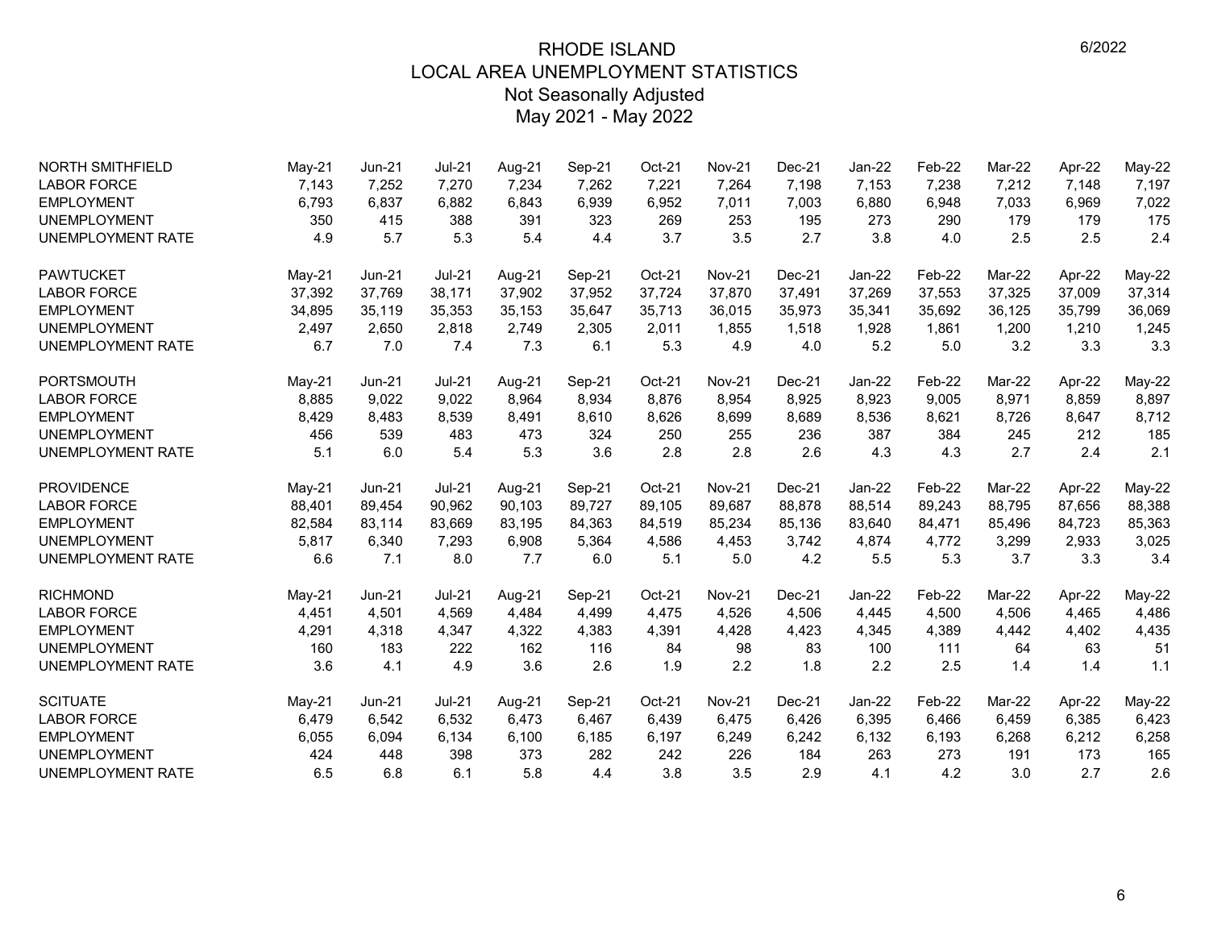# RHODE ISLAND
## LOCAL AREA UNEMPLOYMENT STATISTICS
### Not Seasonally Adjusted
### May 2021 - May 2022

| NORTH SMITHFIELD | May-21 | Jun-21 | Jul-21 | Aug-21 | Sep-21 | Oct-21 | Nov-21 | Dec-21 | Jan-22 | Feb-22 | Mar-22 | Apr-22 | May-22 |
|---|---|---|---|---|---|---|---|---|---|---|---|---|---|
| LABOR FORCE | 7,143 | 7,252 | 7,270 | 7,234 | 7,262 | 7,221 | 7,264 | 7,198 | 7,153 | 7,238 | 7,212 | 7,148 | 7,197 |
| EMPLOYMENT | 6,793 | 6,837 | 6,882 | 6,843 | 6,939 | 6,952 | 7,011 | 7,003 | 6,880 | 6,948 | 7,033 | 6,969 | 7,022 |
| UNEMPLOYMENT | 350 | 415 | 388 | 391 | 323 | 269 | 253 | 195 | 273 | 290 | 179 | 179 | 175 |
| UNEMPLOYMENT RATE | 4.9 | 5.7 | 5.3 | 5.4 | 4.4 | 3.7 | 3.5 | 2.7 | 3.8 | 4.0 | 2.5 | 2.5 | 2.4 |

| PAWTUCKET | May-21 | Jun-21 | Jul-21 | Aug-21 | Sep-21 | Oct-21 | Nov-21 | Dec-21 | Jan-22 | Feb-22 | Mar-22 | Apr-22 | May-22 |
|---|---|---|---|---|---|---|---|---|---|---|---|---|---|
| LABOR FORCE | 37,392 | 37,769 | 38,171 | 37,902 | 37,952 | 37,724 | 37,870 | 37,491 | 37,269 | 37,553 | 37,325 | 37,009 | 37,314 |
| EMPLOYMENT | 34,895 | 35,119 | 35,353 | 35,153 | 35,647 | 35,713 | 36,015 | 35,973 | 35,341 | 35,692 | 36,125 | 35,799 | 36,069 |
| UNEMPLOYMENT | 2,497 | 2,650 | 2,818 | 2,749 | 2,305 | 2,011 | 1,855 | 1,518 | 1,928 | 1,861 | 1,200 | 1,210 | 1,245 |
| UNEMPLOYMENT RATE | 6.7 | 7.0 | 7.4 | 7.3 | 6.1 | 5.3 | 4.9 | 4.0 | 5.2 | 5.0 | 3.2 | 3.3 | 3.3 |

| PORTSMOUTH | May-21 | Jun-21 | Jul-21 | Aug-21 | Sep-21 | Oct-21 | Nov-21 | Dec-21 | Jan-22 | Feb-22 | Mar-22 | Apr-22 | May-22 |
|---|---|---|---|---|---|---|---|---|---|---|---|---|---|
| LABOR FORCE | 8,885 | 9,022 | 9,022 | 8,964 | 8,934 | 8,876 | 8,954 | 8,925 | 8,923 | 9,005 | 8,971 | 8,859 | 8,897 |
| EMPLOYMENT | 8,429 | 8,483 | 8,539 | 8,491 | 8,610 | 8,626 | 8,699 | 8,689 | 8,536 | 8,621 | 8,726 | 8,647 | 8,712 |
| UNEMPLOYMENT | 456 | 539 | 483 | 473 | 324 | 250 | 255 | 236 | 387 | 384 | 245 | 212 | 185 |
| UNEMPLOYMENT RATE | 5.1 | 6.0 | 5.4 | 5.3 | 3.6 | 2.8 | 2.8 | 2.6 | 4.3 | 4.3 | 2.7 | 2.4 | 2.1 |

| PROVIDENCE | May-21 | Jun-21 | Jul-21 | Aug-21 | Sep-21 | Oct-21 | Nov-21 | Dec-21 | Jan-22 | Feb-22 | Mar-22 | Apr-22 | May-22 |
|---|---|---|---|---|---|---|---|---|---|---|---|---|---|
| LABOR FORCE | 88,401 | 89,454 | 90,962 | 90,103 | 89,727 | 89,105 | 89,687 | 88,878 | 88,514 | 89,243 | 88,795 | 87,656 | 88,388 |
| EMPLOYMENT | 82,584 | 83,114 | 83,669 | 83,195 | 84,363 | 84,519 | 85,234 | 85,136 | 83,640 | 84,471 | 85,496 | 84,723 | 85,363 |
| UNEMPLOYMENT | 5,817 | 6,340 | 7,293 | 6,908 | 5,364 | 4,586 | 4,453 | 3,742 | 4,874 | 4,772 | 3,299 | 2,933 | 3,025 |
| UNEMPLOYMENT RATE | 6.6 | 7.1 | 8.0 | 7.7 | 6.0 | 5.1 | 5.0 | 4.2 | 5.5 | 5.3 | 3.7 | 3.3 | 3.4 |

| RICHMOND | May-21 | Jun-21 | Jul-21 | Aug-21 | Sep-21 | Oct-21 | Nov-21 | Dec-21 | Jan-22 | Feb-22 | Mar-22 | Apr-22 | May-22 |
|---|---|---|---|---|---|---|---|---|---|---|---|---|---|
| LABOR FORCE | 4,451 | 4,501 | 4,569 | 4,484 | 4,499 | 4,475 | 4,526 | 4,506 | 4,445 | 4,500 | 4,506 | 4,465 | 4,486 |
| EMPLOYMENT | 4,291 | 4,318 | 4,347 | 4,322 | 4,383 | 4,391 | 4,428 | 4,423 | 4,345 | 4,389 | 4,442 | 4,402 | 4,435 |
| UNEMPLOYMENT | 160 | 183 | 222 | 162 | 116 | 84 | 98 | 83 | 100 | 111 | 64 | 63 | 51 |
| UNEMPLOYMENT RATE | 3.6 | 4.1 | 4.9 | 3.6 | 2.6 | 1.9 | 2.2 | 1.8 | 2.2 | 2.5 | 1.4 | 1.4 | 1.1 |

| SCITUATE | May-21 | Jun-21 | Jul-21 | Aug-21 | Sep-21 | Oct-21 | Nov-21 | Dec-21 | Jan-22 | Feb-22 | Mar-22 | Apr-22 | May-22 |
|---|---|---|---|---|---|---|---|---|---|---|---|---|---|
| LABOR FORCE | 6,479 | 6,542 | 6,532 | 6,473 | 6,467 | 6,439 | 6,475 | 6,426 | 6,395 | 6,466 | 6,459 | 6,385 | 6,423 |
| EMPLOYMENT | 6,055 | 6,094 | 6,134 | 6,100 | 6,185 | 6,197 | 6,249 | 6,242 | 6,132 | 6,193 | 6,268 | 6,212 | 6,258 |
| UNEMPLOYMENT | 424 | 448 | 398 | 373 | 282 | 242 | 226 | 184 | 263 | 273 | 191 | 173 | 165 |
| UNEMPLOYMENT RATE | 6.5 | 6.8 | 6.1 | 5.8 | 4.4 | 3.8 | 3.5 | 2.9 | 4.1 | 4.2 | 3.0 | 2.7 | 2.6 |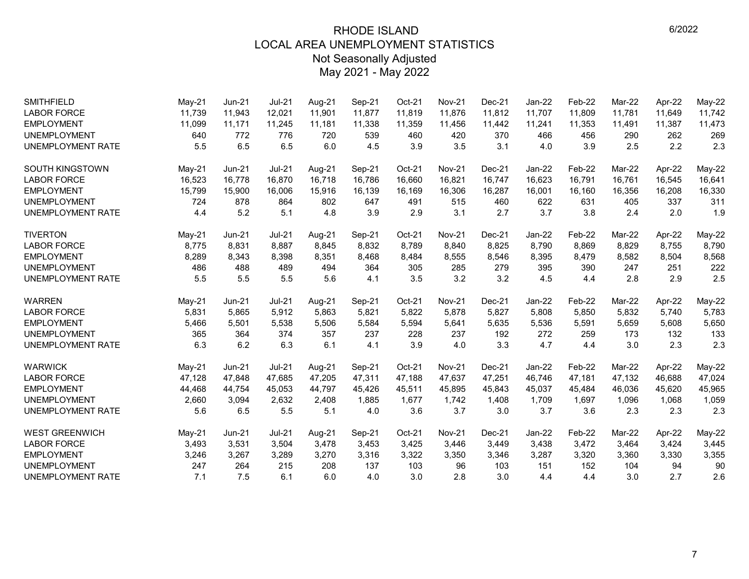# RHODE ISLAND
## LOCAL AREA UNEMPLOYMENT STATISTICS
### Not Seasonally Adjusted
### May 2021 - May 2022

6/2022

| SMITHFIELD | May-21 | Jun-21 | Jul-21 | Aug-21 | Sep-21 | Oct-21 | Nov-21 | Dec-21 | Jan-22 | Feb-22 | Mar-22 | Apr-22 | May-22 |
|---|---|---|---|---|---|---|---|---|---|---|---|---|---|
| LABOR FORCE | 11,739 | 11,943 | 12,021 | 11,901 | 11,877 | 11,819 | 11,876 | 11,812 | 11,707 | 11,809 | 11,781 | 11,649 | 11,742 |
| EMPLOYMENT | 11,099 | 11,171 | 11,245 | 11,181 | 11,338 | 11,359 | 11,456 | 11,442 | 11,241 | 11,353 | 11,491 | 11,387 | 11,473 |
| UNEMPLOYMENT | 640 | 772 | 776 | 720 | 539 | 460 | 420 | 370 | 466 | 456 | 290 | 262 | 269 |
| UNEMPLOYMENT RATE | 5.5 | 6.5 | 6.5 | 6.0 | 4.5 | 3.9 | 3.5 | 3.1 | 4.0 | 3.9 | 2.5 | 2.2 | 2.3 |

| SOUTH KINGSTOWN | May-21 | Jun-21 | Jul-21 | Aug-21 | Sep-21 | Oct-21 | Nov-21 | Dec-21 | Jan-22 | Feb-22 | Mar-22 | Apr-22 | May-22 |
|---|---|---|---|---|---|---|---|---|---|---|---|---|---|
| LABOR FORCE | 16,523 | 16,778 | 16,870 | 16,718 | 16,786 | 16,660 | 16,821 | 16,747 | 16,623 | 16,791 | 16,761 | 16,545 | 16,641 |
| EMPLOYMENT | 15,799 | 15,900 | 16,006 | 15,916 | 16,139 | 16,169 | 16,306 | 16,287 | 16,001 | 16,160 | 16,356 | 16,208 | 16,330 |
| UNEMPLOYMENT | 724 | 878 | 864 | 802 | 647 | 491 | 515 | 460 | 622 | 631 | 405 | 337 | 311 |
| UNEMPLOYMENT RATE | 4.4 | 5.2 | 5.1 | 4.8 | 3.9 | 2.9 | 3.1 | 2.7 | 3.7 | 3.8 | 2.4 | 2.0 | 1.9 |

| TIVERTON | May-21 | Jun-21 | Jul-21 | Aug-21 | Sep-21 | Oct-21 | Nov-21 | Dec-21 | Jan-22 | Feb-22 | Mar-22 | Apr-22 | May-22 |
|---|---|---|---|---|---|---|---|---|---|---|---|---|---|
| LABOR FORCE | 8,775 | 8,831 | 8,887 | 8,845 | 8,832 | 8,789 | 8,840 | 8,825 | 8,790 | 8,869 | 8,829 | 8,755 | 8,790 |
| EMPLOYMENT | 8,289 | 8,343 | 8,398 | 8,351 | 8,468 | 8,484 | 8,555 | 8,546 | 8,395 | 8,479 | 8,582 | 8,504 | 8,568 |
| UNEMPLOYMENT | 486 | 488 | 489 | 494 | 364 | 305 | 285 | 279 | 395 | 390 | 247 | 251 | 222 |
| UNEMPLOYMENT RATE | 5.5 | 5.5 | 5.5 | 5.6 | 4.1 | 3.5 | 3.2 | 3.2 | 4.5 | 4.4 | 2.8 | 2.9 | 2.5 |

| WARREN | May-21 | Jun-21 | Jul-21 | Aug-21 | Sep-21 | Oct-21 | Nov-21 | Dec-21 | Jan-22 | Feb-22 | Mar-22 | Apr-22 | May-22 |
|---|---|---|---|---|---|---|---|---|---|---|---|---|---|
| LABOR FORCE | 5,831 | 5,865 | 5,912 | 5,863 | 5,821 | 5,822 | 5,878 | 5,827 | 5,808 | 5,850 | 5,832 | 5,740 | 5,783 |
| EMPLOYMENT | 5,466 | 5,501 | 5,538 | 5,506 | 5,584 | 5,594 | 5,641 | 5,635 | 5,536 | 5,591 | 5,659 | 5,608 | 5,650 |
| UNEMPLOYMENT | 365 | 364 | 374 | 357 | 237 | 228 | 237 | 192 | 272 | 259 | 173 | 132 | 133 |
| UNEMPLOYMENT RATE | 6.3 | 6.2 | 6.3 | 6.1 | 4.1 | 3.9 | 4.0 | 3.3 | 4.7 | 4.4 | 3.0 | 2.3 | 2.3 |

| WARWICK | May-21 | Jun-21 | Jul-21 | Aug-21 | Sep-21 | Oct-21 | Nov-21 | Dec-21 | Jan-22 | Feb-22 | Mar-22 | Apr-22 | May-22 |
|---|---|---|---|---|---|---|---|---|---|---|---|---|---|
| LABOR FORCE | 47,128 | 47,848 | 47,685 | 47,205 | 47,311 | 47,188 | 47,637 | 47,251 | 46,746 | 47,181 | 47,132 | 46,688 | 47,024 |
| EMPLOYMENT | 44,468 | 44,754 | 45,053 | 44,797 | 45,426 | 45,511 | 45,895 | 45,843 | 45,037 | 45,484 | 46,036 | 45,620 | 45,965 |
| UNEMPLOYMENT | 2,660 | 3,094 | 2,632 | 2,408 | 1,885 | 1,677 | 1,742 | 1,408 | 1,709 | 1,697 | 1,096 | 1,068 | 1,059 |
| UNEMPLOYMENT RATE | 5.6 | 6.5 | 5.5 | 5.1 | 4.0 | 3.6 | 3.7 | 3.0 | 3.7 | 3.6 | 2.3 | 2.3 | 2.3 |

| WEST GREENWICH | May-21 | Jun-21 | Jul-21 | Aug-21 | Sep-21 | Oct-21 | Nov-21 | Dec-21 | Jan-22 | Feb-22 | Mar-22 | Apr-22 | May-22 |
|---|---|---|---|---|---|---|---|---|---|---|---|---|---|
| LABOR FORCE | 3,493 | 3,531 | 3,504 | 3,478 | 3,453 | 3,425 | 3,446 | 3,449 | 3,438 | 3,472 | 3,464 | 3,424 | 3,445 |
| EMPLOYMENT | 3,246 | 3,267 | 3,289 | 3,270 | 3,316 | 3,322 | 3,350 | 3,346 | 3,287 | 3,320 | 3,360 | 3,330 | 3,355 |
| UNEMPLOYMENT | 247 | 264 | 215 | 208 | 137 | 103 | 96 | 103 | 151 | 152 | 104 | 94 | 90 |
| UNEMPLOYMENT RATE | 7.1 | 7.5 | 6.1 | 6.0 | 4.0 | 3.0 | 2.8 | 3.0 | 4.4 | 4.4 | 3.0 | 2.7 | 2.6 |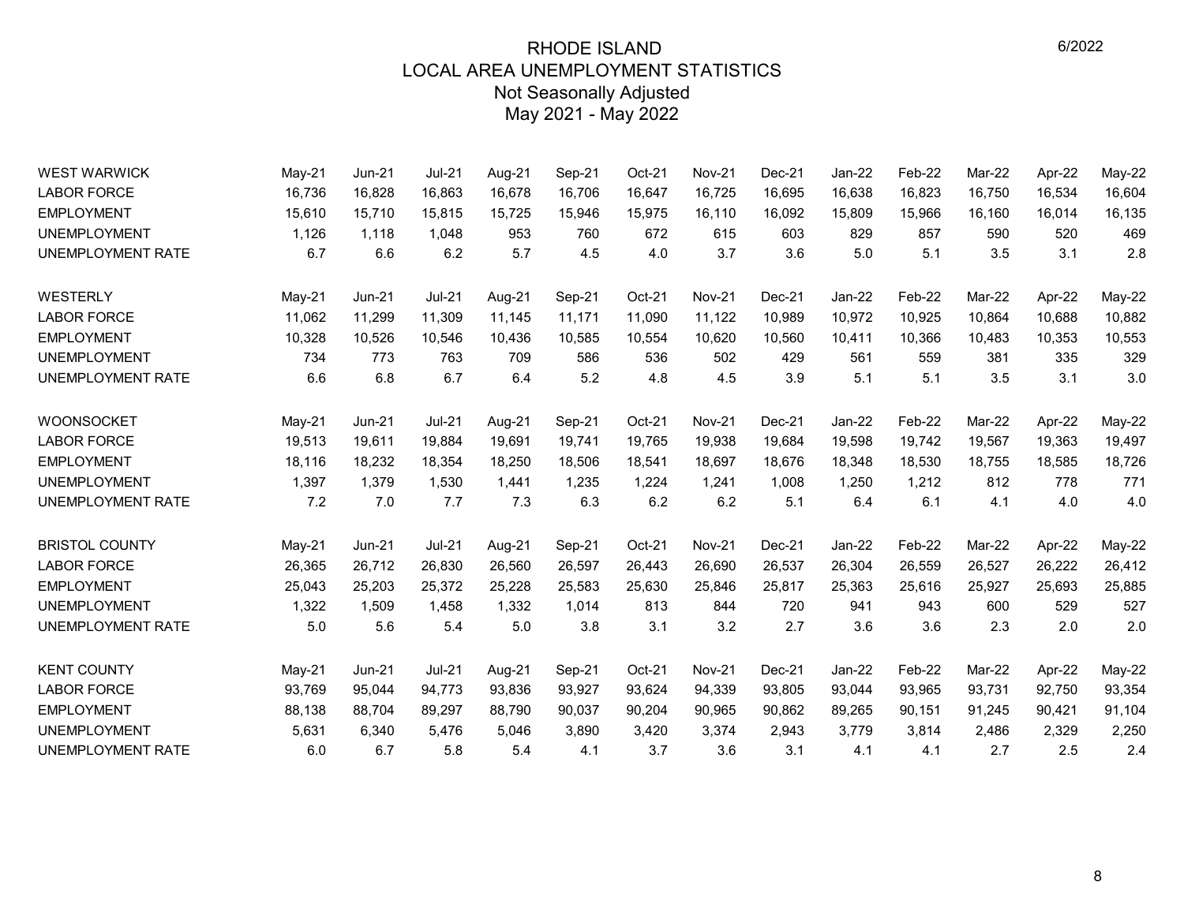# RHODE ISLAND
## LOCAL AREA UNEMPLOYMENT STATISTICS
### Not Seasonally Adjusted
### May 2021 - May 2022

6/2022

| WEST WARWICK | May-21 | Jun-21 | Jul-21 | Aug-21 | Sep-21 | Oct-21 | Nov-21 | Dec-21 | Jan-22 | Feb-22 | Mar-22 | Apr-22 | May-22 |
|---|---|---|---|---|---|---|---|---|---|---|---|---|---|
| LABOR FORCE | 16,736 | 16,828 | 16,863 | 16,678 | 16,706 | 16,647 | 16,725 | 16,695 | 16,638 | 16,823 | 16,750 | 16,534 | 16,604 |
| EMPLOYMENT | 15,610 | 15,710 | 15,815 | 15,725 | 15,946 | 15,975 | 16,110 | 16,092 | 15,809 | 15,966 | 16,160 | 16,014 | 16,135 |
| UNEMPLOYMENT | 1,126 | 1,118 | 1,048 | 953 | 760 | 672 | 615 | 603 | 829 | 857 | 590 | 520 | 469 |
| UNEMPLOYMENT RATE | 6.7 | 6.6 | 6.2 | 5.7 | 4.5 | 4.0 | 3.7 | 3.6 | 5.0 | 5.1 | 3.5 | 3.1 | 2.8 |

| WESTERLY | May-21 | Jun-21 | Jul-21 | Aug-21 | Sep-21 | Oct-21 | Nov-21 | Dec-21 | Jan-22 | Feb-22 | Mar-22 | Apr-22 | May-22 |
|---|---|---|---|---|---|---|---|---|---|---|---|---|---|
| LABOR FORCE | 11,062 | 11,299 | 11,309 | 11,145 | 11,171 | 11,090 | 11,122 | 10,989 | 10,972 | 10,925 | 10,864 | 10,688 | 10,882 |
| EMPLOYMENT | 10,328 | 10,526 | 10,546 | 10,436 | 10,585 | 10,554 | 10,620 | 10,560 | 10,411 | 10,366 | 10,483 | 10,353 | 10,553 |
| UNEMPLOYMENT | 734 | 773 | 763 | 709 | 586 | 536 | 502 | 429 | 561 | 559 | 381 | 335 | 329 |
| UNEMPLOYMENT RATE | 6.6 | 6.8 | 6.7 | 6.4 | 5.2 | 4.8 | 4.5 | 3.9 | 5.1 | 5.1 | 3.5 | 3.1 | 3.0 |

| WOONSOCKET | May-21 | Jun-21 | Jul-21 | Aug-21 | Sep-21 | Oct-21 | Nov-21 | Dec-21 | Jan-22 | Feb-22 | Mar-22 | Apr-22 | May-22 |
|---|---|---|---|---|---|---|---|---|---|---|---|---|---|
| LABOR FORCE | 19,513 | 19,611 | 19,884 | 19,691 | 19,741 | 19,765 | 19,938 | 19,684 | 19,598 | 19,742 | 19,567 | 19,363 | 19,497 |
| EMPLOYMENT | 18,116 | 18,232 | 18,354 | 18,250 | 18,506 | 18,541 | 18,697 | 18,676 | 18,348 | 18,530 | 18,755 | 18,585 | 18,726 |
| UNEMPLOYMENT | 1,397 | 1,379 | 1,530 | 1,441 | 1,235 | 1,224 | 1,241 | 1,008 | 1,250 | 1,212 | 812 | 778 | 771 |
| UNEMPLOYMENT RATE | 7.2 | 7.0 | 7.7 | 7.3 | 6.3 | 6.2 | 6.2 | 5.1 | 6.4 | 6.1 | 4.1 | 4.0 | 4.0 |

| BRISTOL COUNTY | May-21 | Jun-21 | Jul-21 | Aug-21 | Sep-21 | Oct-21 | Nov-21 | Dec-21 | Jan-22 | Feb-22 | Mar-22 | Apr-22 | May-22 |
|---|---|---|---|---|---|---|---|---|---|---|---|---|---|
| LABOR FORCE | 26,365 | 26,712 | 26,830 | 26,560 | 26,597 | 26,443 | 26,690 | 26,537 | 26,304 | 26,559 | 26,527 | 26,222 | 26,412 |
| EMPLOYMENT | 25,043 | 25,203 | 25,372 | 25,228 | 25,583 | 25,630 | 25,846 | 25,817 | 25,363 | 25,616 | 25,927 | 25,693 | 25,885 |
| UNEMPLOYMENT | 1,322 | 1,509 | 1,458 | 1,332 | 1,014 | 813 | 844 | 720 | 941 | 943 | 600 | 529 | 527 |
| UNEMPLOYMENT RATE | 5.0 | 5.6 | 5.4 | 5.0 | 3.8 | 3.1 | 3.2 | 2.7 | 3.6 | 3.6 | 2.3 | 2.0 | 2.0 |

| KENT COUNTY | May-21 | Jun-21 | Jul-21 | Aug-21 | Sep-21 | Oct-21 | Nov-21 | Dec-21 | Jan-22 | Feb-22 | Mar-22 | Apr-22 | May-22 |
|---|---|---|---|---|---|---|---|---|---|---|---|---|---|
| LABOR FORCE | 93,769 | 95,044 | 94,773 | 93,836 | 93,927 | 93,624 | 94,339 | 93,805 | 93,044 | 93,965 | 93,731 | 92,750 | 93,354 |
| EMPLOYMENT | 88,138 | 88,704 | 89,297 | 88,790 | 90,037 | 90,204 | 90,965 | 90,862 | 89,265 | 90,151 | 91,245 | 90,421 | 91,104 |
| UNEMPLOYMENT | 5,631 | 6,340 | 5,476 | 5,046 | 3,890 | 3,420 | 3,374 | 2,943 | 3,779 | 3,814 | 2,486 | 2,329 | 2,250 |
| UNEMPLOYMENT RATE | 6.0 | 6.7 | 5.8 | 5.4 | 4.1 | 3.7 | 3.6 | 3.1 | 4.1 | 4.1 | 2.7 | 2.5 | 2.4 |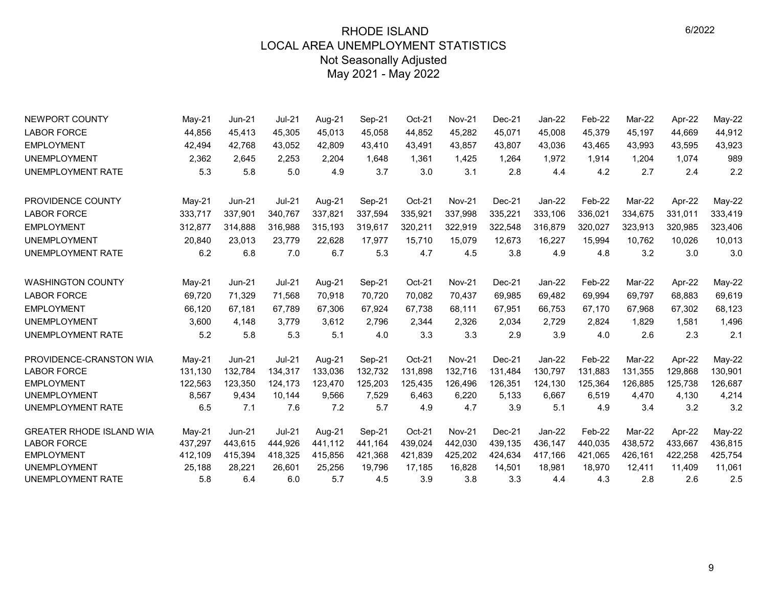# RHODE ISLAND
## LOCAL AREA UNEMPLOYMENT STATISTICS
### Not Seasonally Adjusted
### May 2021 - May 2022

6/2022

| NEWPORT COUNTY | May-21 | Jun-21 | Jul-21 | Aug-21 | Sep-21 | Oct-21 | Nov-21 | Dec-21 | Jan-22 | Feb-22 | Mar-22 | Apr-22 | May-22 |
|---|---|---|---|---|---|---|---|---|---|---|---|---|---|
| LABOR FORCE | 44,856 | 45,413 | 45,305 | 45,013 | 45,058 | 44,852 | 45,282 | 45,071 | 45,008 | 45,379 | 45,197 | 44,669 | 44,912 |
| EMPLOYMENT | 42,494 | 42,768 | 43,052 | 42,809 | 43,410 | 43,491 | 43,857 | 43,807 | 43,036 | 43,465 | 43,993 | 43,595 | 43,923 |
| UNEMPLOYMENT | 2,362 | 2,645 | 2,253 | 2,204 | 1,648 | 1,361 | 1,425 | 1,264 | 1,972 | 1,914 | 1,204 | 1,074 | 989 |
| UNEMPLOYMENT RATE | 5.3 | 5.8 | 5.0 | 4.9 | 3.7 | 3.0 | 3.1 | 2.8 | 4.4 | 4.2 | 2.7 | 2.4 | 2.2 |

| PROVIDENCE COUNTY | May-21 | Jun-21 | Jul-21 | Aug-21 | Sep-21 | Oct-21 | Nov-21 | Dec-21 | Jan-22 | Feb-22 | Mar-22 | Apr-22 | May-22 |
|---|---|---|---|---|---|---|---|---|---|---|---|---|---|
| LABOR FORCE | 333,717 | 337,901 | 340,767 | 337,821 | 337,594 | 335,921 | 337,998 | 335,221 | 333,106 | 336,021 | 334,675 | 331,011 | 333,419 |
| EMPLOYMENT | 312,877 | 314,888 | 316,988 | 315,193 | 319,617 | 320,211 | 322,919 | 322,548 | 316,879 | 320,027 | 323,913 | 320,985 | 323,406 |
| UNEMPLOYMENT | 20,840 | 23,013 | 23,779 | 22,628 | 17,977 | 15,710 | 15,079 | 12,673 | 16,227 | 15,994 | 10,762 | 10,026 | 10,013 |
| UNEMPLOYMENT RATE | 6.2 | 6.8 | 7.0 | 6.7 | 5.3 | 4.7 | 4.5 | 3.8 | 4.9 | 4.8 | 3.2 | 3.0 | 3.0 |

| WASHINGTON COUNTY | May-21 | Jun-21 | Jul-21 | Aug-21 | Sep-21 | Oct-21 | Nov-21 | Dec-21 | Jan-22 | Feb-22 | Mar-22 | Apr-22 | May-22 |
|---|---|---|---|---|---|---|---|---|---|---|---|---|---|
| LABOR FORCE | 69,720 | 71,329 | 71,568 | 70,918 | 70,720 | 70,082 | 70,437 | 69,985 | 69,482 | 69,994 | 69,797 | 68,883 | 69,619 |
| EMPLOYMENT | 66,120 | 67,181 | 67,789 | 67,306 | 67,924 | 67,738 | 68,111 | 67,951 | 66,753 | 67,170 | 67,968 | 67,302 | 68,123 |
| UNEMPLOYMENT | 3,600 | 4,148 | 3,779 | 3,612 | 2,796 | 2,344 | 2,326 | 2,034 | 2,729 | 2,824 | 1,829 | 1,581 | 1,496 |
| UNEMPLOYMENT RATE | 5.2 | 5.8 | 5.3 | 5.1 | 4.0 | 3.3 | 3.3 | 2.9 | 3.9 | 4.0 | 2.6 | 2.3 | 2.1 |

| PROVIDENCE-CRANSTON WIA | May-21 | Jun-21 | Jul-21 | Aug-21 | Sep-21 | Oct-21 | Nov-21 | Dec-21 | Jan-22 | Feb-22 | Mar-22 | Apr-22 | May-22 |
|---|---|---|---|---|---|---|---|---|---|---|---|---|---|
| LABOR FORCE | 131,130 | 132,784 | 134,317 | 133,036 | 132,732 | 131,898 | 132,716 | 131,484 | 130,797 | 131,883 | 131,355 | 129,868 | 130,901 |
| EMPLOYMENT | 122,563 | 123,350 | 124,173 | 123,470 | 125,203 | 125,435 | 126,496 | 126,351 | 124,130 | 125,364 | 126,885 | 125,738 | 126,687 |
| UNEMPLOYMENT | 8,567 | 9,434 | 10,144 | 9,566 | 7,529 | 6,463 | 6,220 | 5,133 | 6,667 | 6,519 | 4,470 | 4,130 | 4,214 |
| UNEMPLOYMENT RATE | 6.5 | 7.1 | 7.6 | 7.2 | 5.7 | 4.9 | 4.7 | 3.9 | 5.1 | 4.9 | 3.4 | 3.2 | 3.2 |

| GREATER RHODE ISLAND WIA | May-21 | Jun-21 | Jul-21 | Aug-21 | Sep-21 | Oct-21 | Nov-21 | Dec-21 | Jan-22 | Feb-22 | Mar-22 | Apr-22 | May-22 |
|---|---|---|---|---|---|---|---|---|---|---|---|---|---|
| LABOR FORCE | 437,297 | 443,615 | 444,926 | 441,112 | 441,164 | 439,024 | 442,030 | 439,135 | 436,147 | 440,035 | 438,572 | 433,667 | 436,815 |
| EMPLOYMENT | 412,109 | 415,394 | 418,325 | 415,856 | 421,368 | 421,839 | 425,202 | 424,634 | 417,166 | 421,065 | 426,161 | 422,258 | 425,754 |
| UNEMPLOYMENT | 25,188 | 28,221 | 26,601 | 25,256 | 19,796 | 17,185 | 16,828 | 14,501 | 18,981 | 18,970 | 12,411 | 11,409 | 11,061 |
| UNEMPLOYMENT RATE | 5.8 | 6.4 | 6.0 | 5.7 | 4.5 | 3.9 | 3.8 | 3.3 | 4.4 | 4.3 | 2.8 | 2.6 | 2.5 |